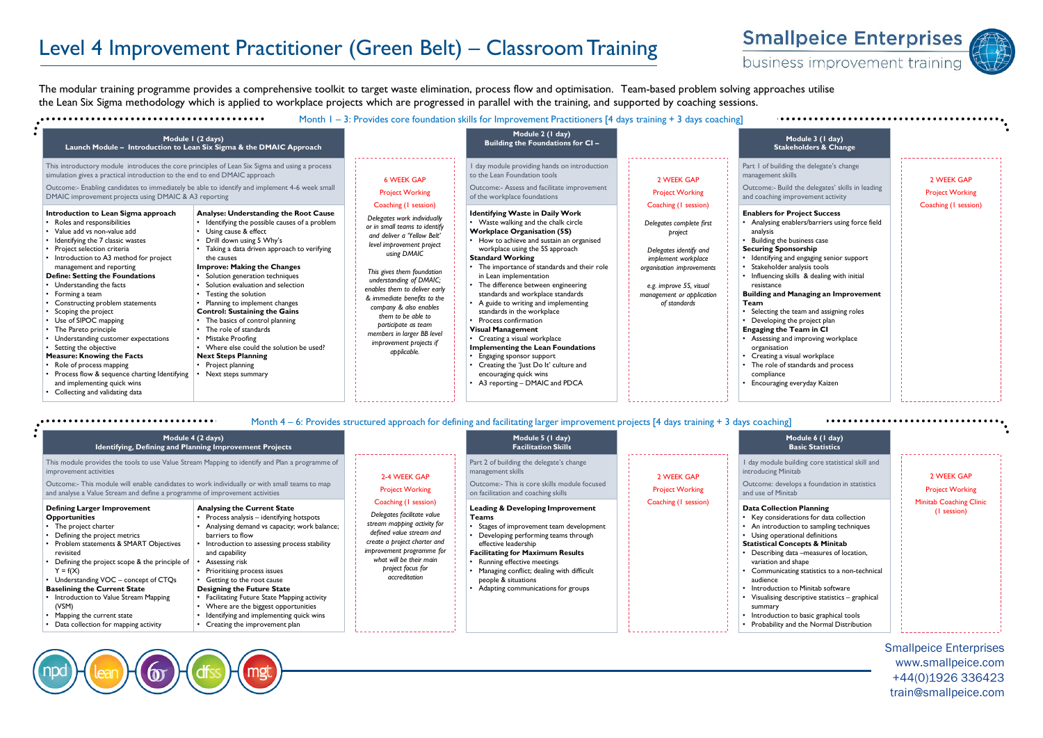# Level 4 Improvement Practitioner (Green Belt) – Classroom Training

**Smallpeice Enterprises**
business improvement training

The modular training programme provides a comprehensive toolkit to target waste elimination, process flow and optimisation. Team-based problem solving approaches utilise the Lean Six Sigma methodology which is applied to workplace projects which are progressed in parallel with the training, and supported by coaching sessions.

## Month 1 – 3: Provides core foundation skills for Improvement Practitioners [4 days training + 3 days coaching]

### Module 1 (2 days) Launch Module – Introduction to Lean Six Sigma & the DMAIC Approach

This introductory module introduces the core principles of Lean Six Sigma and using a process simulation gives a practical introduction to the end to end DMAIC approach

Outcome:- Enabling candidates to immediately be able to identify and implement 4-6 week small DMAIC improvement projects using DMAIC & A3 reporting

**Introduction to Lean Sigma approach**
- Roles and responsibilities
- Value add vs non-value add
- Identifying the 7 classic wastes
- Project selection criteria
- Introduction to A3 method for project management and reporting

**Define: Setting the Foundations**
- Understanding the facts
- Forming a team
- Constructing problem statements
- Scoping the project
- Use of SIPOC mapping
- The Pareto principle
- Understanding customer expectations
- Setting the objective

**Measure: Knowing the Facts**
- Role of process mapping
- Process flow & sequence charting Identifying and implementing quick wins
- Collecting and validating data

**Analyse: Understanding the Root Cause**
- Identifying the possible causes of a problem
- Using cause & effect
- Drill down using 5 Why's
- Taking a data driven approach to verifying the causes

**Improve: Making the Changes**
- Solution generation techniques
- Solution evaluation and selection
- Testing the solution
- Planning to implement changes

**Control: Sustaining the Gains**
- The basics of control planning
- The role of standards
- Mistake Proofing
- Where else could the solution be used?

**Next Steps Planning**
- Project planning
- Next steps summary

**6 WEEK GAP**
Project Working
Coaching (1 session)

*Delegates work individually or in small teams to identify and deliver a 'Yellow Belt' level improvement project using DMAIC*

*This gives them foundation understanding of DMAIC; enables them to deliver early & immediate benefits to the company & also enables them to be able to participate as team members in larger BB level improvement projects if applicable.*

### Module 2 (1 day) Building the Foundations for CI –

1 day module providing hands on introduction to the Lean Foundation tools

Outcome:- Assess and facilitate improvement of the workplace foundations

**Identifying Waste in Daily Work**
- Waste walking and the chalk circle

**Workplace Organisation (5S)**
- How to achieve and sustain an organised workplace using the 5S approach

**Standard Working**
- The importance of standards and their role in Lean implementation
- The difference between engineering standards and workplace standards
- A guide to writing and implementing standards in the workplace
- Process confirmation

**Visual Management**
- Creating a visual workplace

**Implementing the Lean Foundations**
- Engaging sponsor support
- Creating the 'Just Do It' culture and encouraging quick wins
- A3 reporting – DMAIC and PDCA

**2 WEEK GAP**
Project Working
Coaching (1 session)

*Delegates complete first project*

*Delegates identify and implement workplace organisation improvements*

*e.g. improve 5S, visual management or application of standards*

### Module 3 (1 day) Stakeholders & Change

Part 1 of building the delegate's change management skills

Outcome:- Build the delegates' skills in leading and coaching improvement activity

**Enablers for Project Success**
- Analysing enablers/barriers using force field analysis
- Building the business case

**Securing Sponsorship**
- Identifying and engaging senior support
- Stakeholder analysis tools
- Influencing skills & dealing with initial resistance

**Building and Managing an Improvement Team**
- Selecting the team and assigning roles
- Developing the project plan

**Engaging the Team in CI**
- Assessing and improving workplace organisation
- Creating a visual workplace
- The role of standards and process compliance
- Encouraging everyday Kaizen

**2 WEEK GAP**
Project Working
Coaching (1 session)

## Month 4 – 6: Provides structured approach for defining and facilitating larger improvement projects [4 days training + 3 days coaching]

### Module 4 (2 days) Identifying, Defining and Planning Improvement Projects

This module provides the tools to use Value Stream Mapping to identify and Plan a programme of improvement activities

Outcome:- This module will enable candidates to work individually or with small teams to map and analyse a Value Stream and define a programme of improvement activities

**Defining Larger Improvement Opportunities**
- The project charter
- Defining the project metrics
- Problem statements & SMART Objectives revisited
- Defining the project scope & the principle of Y = f(X)
- Understanding VOC – concept of CTQs

**Baselining the Current State**
- Introduction to Value Stream Mapping (VSM)
- Mapping the current state
- Data collection for mapping activity

**Analysing the Current State**
- Process analysis – identifying hotspots
- Analysing demand vs capacity; work balance; barriers to flow
- Introduction to assessing process stability and capability
- Assessing risk
- Prioritising process issues
- Getting to the root cause

**Designing the Future State**
- Facilitating Future State Mapping activity
- Where are the biggest opportunities
- Identifying and implementing quick wins
- Creating the improvement plan

**2-4 WEEK GAP**
Project Working
Coaching (1 session)

*Delegates facilitate value stream mapping activity for defined value stream and create a project charter and improvement programme for what will be their main project focus for accreditation*

### Module 5 (1 day) Facilitation Skills

Part 2 of building the delegate's change management skills

Outcome:- This is core skills module focused on facilitation and coaching skills

**Leading & Developing Improvement Teams**
- Stages of improvement team development
- Developing performing teams through effective leadership

**Facilitating for Maximum Results**
- Running effective meetings
- Managing conflict; dealing with difficult people & situations
- Adapting communications for groups

**2 WEEK GAP**
Project Working
Coaching (1 session)

### Module 6 (1 day) Basic Statistics

1 day module building core statistical skill and introducing Minitab

Outcome: develops a foundation in statistics and use of Minitab

**Data Collection Planning**
- Key considerations for data collection
- An introduction to sampling techniques
- Using operational definitions

**Statistical Concepts & Minitab**
- Describing data –measures of location, variation and shape
- Communicating statistics to a non-technical audience
- Introduction to Minitab software
- Visualising descriptive statistics – graphical summary
- Introduction to basic graphical tools
- Probability and the Normal Distribution

**2 WEEK GAP**
Project Working
Minitab Coaching Clinic (1 session)

npd | lean | 6σ | dfss | mgt

Smallpeice Enterprises
www.smallpeice.com
+44(0)1926 336423
train@smallpeice.com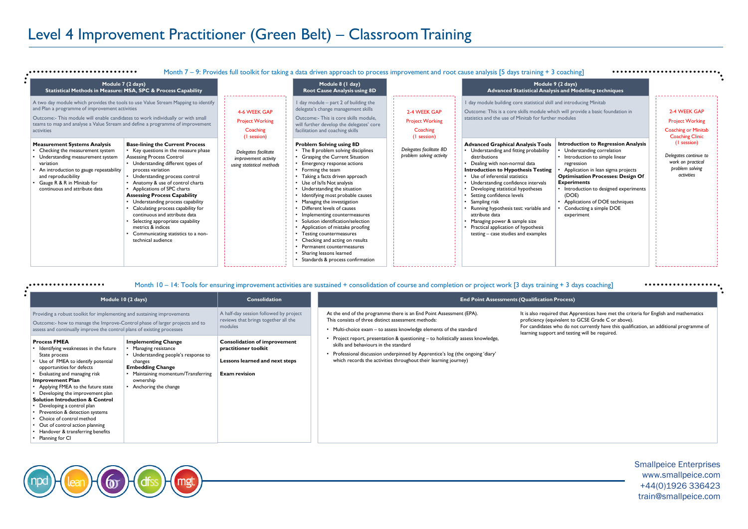# Level 4 Improvement Practitioner (Green Belt) – Classroom Training

## Month 7 – 9: Provides full toolkit for taking a data driven approach to process improvement and root cause analysis [5 days training + 3 coaching]

### Module 7 (2 days)
**Statistical Methods in Measure: MSA, SPC & Process Capability**

A two day module which provides the tools to use Value Stream Mapping to identify and Plan a programme of improvement activities

Outcome:- This module will enable candidates to work individually or with small teams to map and analyse a Value Stream and define a programme of improvement activities

**Measurement Systems Analysis**
- Checking the measurement system
- Understanding measurement system variation
- An introduction to gauge repeatability and reproducibility
- Gauge R & R in Minitab for continuous and attribute data

**Base-lining the Current Process**
- Key questions in the measure phase

Assessing Process Control
- Understanding different types of process variation
- Understanding process control
- Anatomy & use of control charts
- Applications of SPC charts

**Assessing Process Capability**
- Understanding process capability
- Calculating process capability for continuous and attribute data
- Selecting appropriate capability metrics & indices
- Communicating statistics to a non-technical audience

### 4-6 WEEK GAP
Project Working

Coaching (1 session)

*Delegates facilitate improvement activity using statistical methods*

### Module 8 (1 day)
**Root Cause Analysis using 8D**

1 day module – part 2 of building the delegate's change management skills

Outcome:- This is core skills module, will further develop the delegates' core facilitation and coaching skills

**Problem Solving using 8D**
- The 8 problem solving disciplines
- Grasping the Current Situation
- Emergency response actions
- Forming the team
- Taking a facts driven approach
- Use of Is/Is Not analysis
- Understanding the situation
- Identifying most probable causes
- Managing the investigation
- Different levels of causes
- Implementing countermeasures
- Solution identification/selection
- Application of mistake proofing
- Testing countermeasures
- Checking and acting on results
- Permanent countermeasures
- Sharing lessons learned
- Standards & process confirmation

### 2-4 WEEK GAP
Project Working

Coaching (1 session)

*Delegates facilitate 8D problem solving activity*

### Module 9 (2 days)
**Advanced Statistical Analysis and Modelling techniques**

1 day module building core statistical skill and introducing Minitab

Outcome: This is a core skills module which will provide a basic foundation in statistics and the use of Minitab for further modules

**Advanced Graphical Analysis Tools**
- Understanding and fitting probability distributions
- Dealing with non-normal data

**Introduction to Hypothesis Testing**
- Use of inferential statistics
- Understanding confidence intervals
- Developing statistical hypotheses
- Setting confidence levels
- Sampling risk
- Running hypothesis test: variable and attribute data
- Managing power & sample size
- Practical application of hypothesis testing – case studies and examples

**Introduction to Regression Analysis**
- Understanding correlation
- Introduction to simple linear regression
- Application in lean sigma projects

**Optimisation Processes: Design Of Experiments**
- Introduction to designed experiments (DOE)
- Applications of DOE techniques
- Conducting a simple DOE experiment

### 2-4 WEEK GAP
Project Working

Coaching or Minitab Coaching Clinic (1 session)

*Delegates continue to work on practical problem solving activities*

## Month 10 – 14: Tools for ensuring improvement activities are sustained + consolidation of course and completion or project work [3 days training + 3 days coaching]

### Module 10 (2 days)

Providing a robust toolkit for implementing and sustaining improvements

Outcome:- how to manage the Improve-Control phase of larger projects and to assess and continually improve the control plans of existing processes

**Process FMEA**
- Identifying weaknesses in the future State process
- Use of FMEA to identify potential opportunities for defects
- Evaluating and managing risk

**Improvement Plan**
- Applying FMEA to the future state
- Developing the improvement plan

**Solution Introduction & Control**
- Developing a control plan
- Prevention & detection systems
- Choice of control method
- Out of control action planning
- Handover & transferring benefits
- Planning for CI

**Implementing Change**
- Managing resistance
- Understanding people's response to changes

**Embedding Change**
- Maintaining momentum/Transferring ownership
- Anchoring the change

### Consolidation

A half-day session followed by project reviews that brings together all the modules

**Consolidation of improvement practitioner toolkit**

**Lessons learned and next steps**

**Exam revision**

### End Point Assessments (Qualification Process)

At the end of the programme there is an End Point Assessment (EPA). This consists of three distinct assessment methods:

- Multi-choice exam – to assess knowledge elements of the standard
- Project report, presentation & questioning – to holistically assess knowledge, skills and behaviours in the standard
- Professional discussion underpinned by Apprentice's log (the ongoing 'diary' which records the activities throughout their learning journey)

It is also required that Apprentices have met the criteria for English and mathematics proficiency (equivalent to GCSE Grade C or above).

For candidates who do not currently have this qualification, an additional programme of learning support and testing will be required.

npd | lean | 6σ | dfss | mgt

Smallpeice Enterprises
www.smallpeice.com
+44(0)1926 336423
train@smallpeice.com